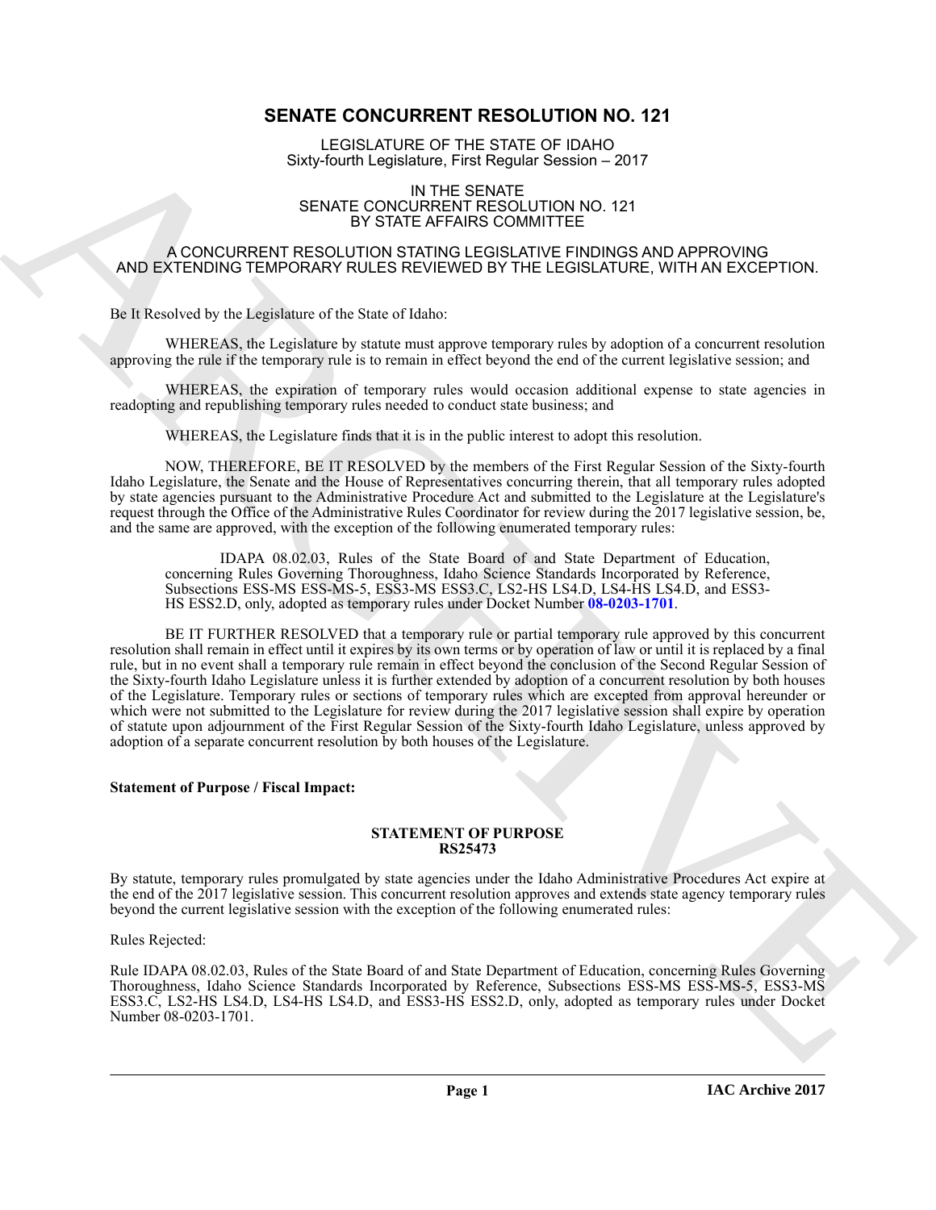# SENATE CONCURRENT RESOLUTION NO. 121

LEGISLATURE OF THE STATE OF IDAHO
Sixty-fourth Legislature, First Regular Session – 2017

IN THE SENATE
SENATE CONCURRENT RESOLUTION NO. 121
BY STATE AFFAIRS COMMITTEE

A CONCURRENT RESOLUTION STATING LEGISLATIVE FINDINGS AND APPROVING AND EXTENDING TEMPORARY RULES REVIEWED BY THE LEGISLATURE, WITH AN EXCEPTION.

Be It Resolved by the Legislature of the State of Idaho:

WHEREAS, the Legislature by statute must approve temporary rules by adoption of a concurrent resolution approving the rule if the temporary rule is to remain in effect beyond the end of the current legislative session; and

WHEREAS, the expiration of temporary rules would occasion additional expense to state agencies in readopting and republishing temporary rules needed to conduct state business; and

WHEREAS, the Legislature finds that it is in the public interest to adopt this resolution.

NOW, THEREFORE, BE IT RESOLVED by the members of the First Regular Session of the Sixty-fourth Idaho Legislature, the Senate and the House of Representatives concurring therein, that all temporary rules adopted by state agencies pursuant to the Administrative Procedure Act and submitted to the Legislature at the Legislature's request through the Office of the Administrative Rules Coordinator for review during the 2017 legislative session, be, and the same are approved, with the exception of the following enumerated temporary rules:

> IDAPA 08.02.03, Rules of the State Board of and State Department of Education, concerning Rules Governing Thoroughness, Idaho Science Standards Incorporated by Reference, Subsections ESS-MS ESS-MS-5, ESS3-MS ESS3.C, LS2-HS LS4.D, LS4-HS LS4.D, and ESS3-HS ESS2.D, only, adopted as temporary rules under Docket Number **08-0203-1701**.

BE IT FURTHER RESOLVED that a temporary rule or partial temporary rule approved by this concurrent resolution shall remain in effect until it expires by its own terms or by operation of law or until it is replaced by a final rule, but in no event shall a temporary rule remain in effect beyond the conclusion of the Second Regular Session of the Sixty-fourth Idaho Legislature unless it is further extended by adoption of a concurrent resolution by both houses of the Legislature. Temporary rules or sections of temporary rules which are excepted from approval hereunder or which were not submitted to the Legislature for review during the 2017 legislative session shall expire by operation of statute upon adjournment of the First Regular Session of the Sixty-fourth Idaho Legislature, unless approved by adoption of a separate concurrent resolution by both houses of the Legislature.

**Statement of Purpose / Fiscal Impact:**

**STATEMENT OF PURPOSE**
**RS25473**

By statute, temporary rules promulgated by state agencies under the Idaho Administrative Procedures Act expire at the end of the 2017 legislative session. This concurrent resolution approves and extends state agency temporary rules beyond the current legislative session with the exception of the following enumerated rules:

Rules Rejected:

Rule IDAPA 08.02.03, Rules of the State Board of and State Department of Education, concerning Rules Governing Thoroughness, Idaho Science Standards Incorporated by Reference, Subsections ESS-MS ESS-MS-5, ESS3-MS ESS3.C, LS2-HS LS4.D, LS4-HS LS4.D, and ESS3-HS ESS2.D, only, adopted as temporary rules under Docket Number 08-0203-1701.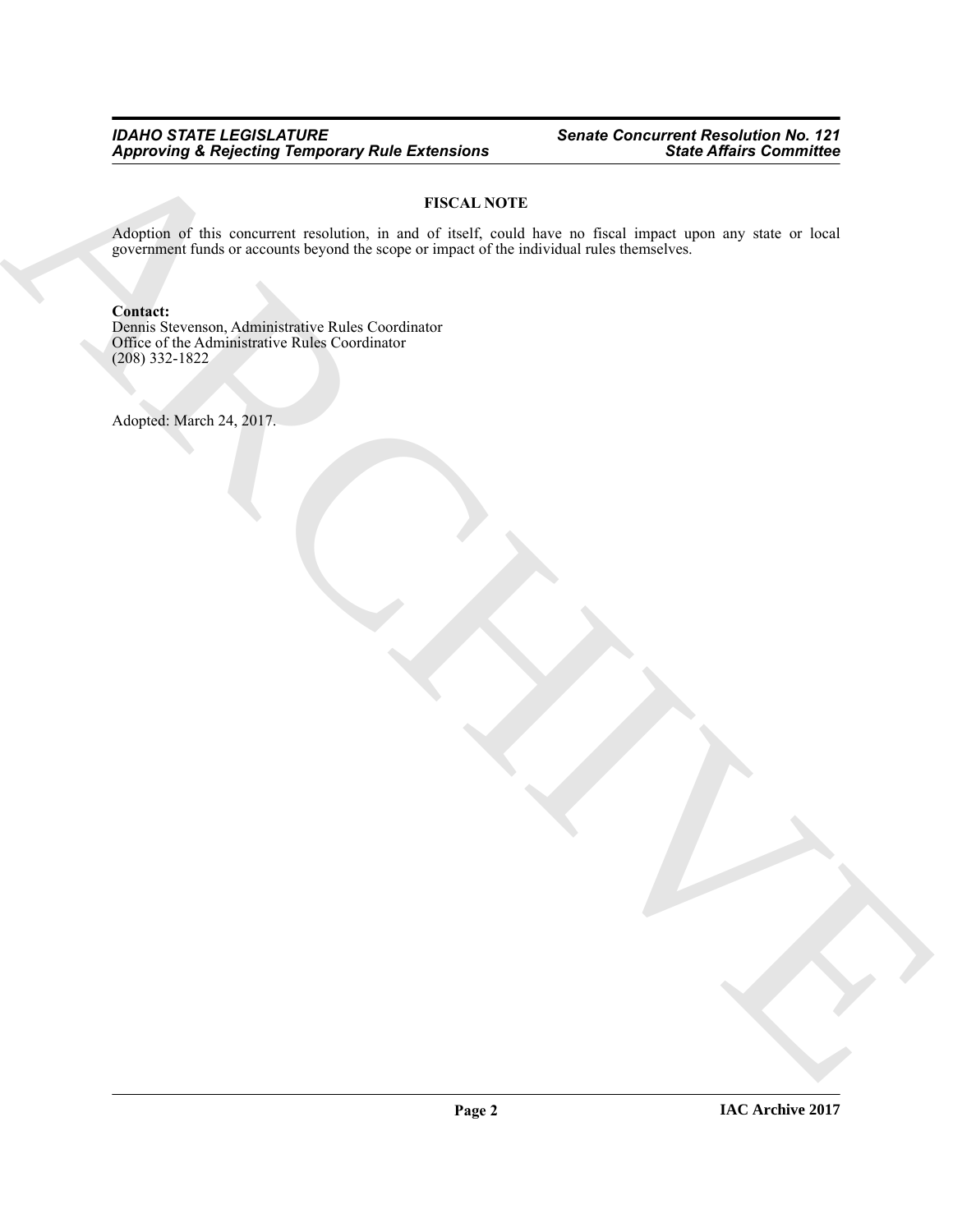## FISCAL NOTE

Adoption of this concurrent resolution, in and of itself, could have no fiscal impact upon any state or local government funds or accounts beyond the scope or impact of the individual rules themselves.

**Contact:**
Dennis Stevenson, Administrative Rules Coordinator
Office of the Administrative Rules Coordinator
(208) 332-1822

Adopted: March 24, 2017.